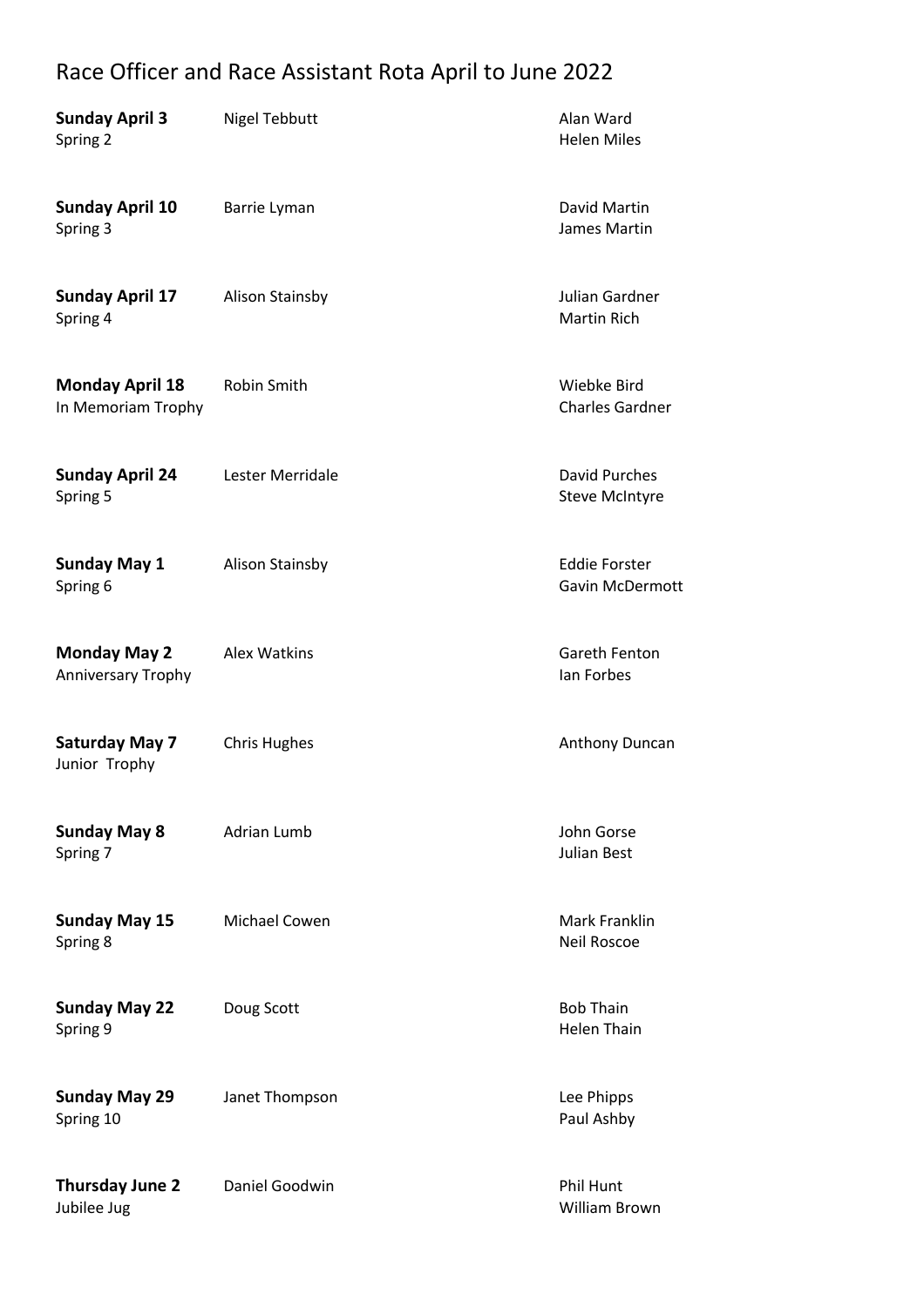# Race Officer and Race Assistant Rota April to June 2022

| Date / Event | Race Officer | Race Assistant(s) |
|---|---|---|
| **Sunday April 3**<br>Spring 2 | Nigel Tebbutt | Alan Ward<br>Helen Miles |
| **Sunday April 10**<br>Spring 3 | Barrie Lyman | David Martin<br>James Martin |
| **Sunday April 17**<br>Spring 4 | Alison Stainsby | Julian Gardner<br>Martin Rich |
| **Monday April 18**<br>In Memoriam Trophy | Robin Smith | Wiebke Bird<br>Charles Gardner |
| **Sunday April 24**<br>Spring 5 | Lester Merridale | David Purches<br>Steve McIntyre |
| **Sunday May 1**<br>Spring 6 | Alison Stainsby | Eddie Forster<br>Gavin McDermott |
| **Monday May 2**<br>Anniversary Trophy | Alex Watkins | Gareth Fenton<br>Ian Forbes |
| **Saturday May 7**<br>Junior Trophy | Chris Hughes | Anthony Duncan |
| **Sunday May 8**<br>Spring 7 | Adrian Lumb | John Gorse<br>Julian Best |
| **Sunday May 15**<br>Spring 8 | Michael Cowen | Mark Franklin<br>Neil Roscoe |
| **Sunday May 22**<br>Spring 9 | Doug Scott | Bob Thain<br>Helen Thain |
| **Sunday May 29**<br>Spring 10 | Janet Thompson | Lee Phipps<br>Paul Ashby |
| **Thursday June 2**<br>Jubilee Jug | Daniel Goodwin | Phil Hunt<br>William Brown |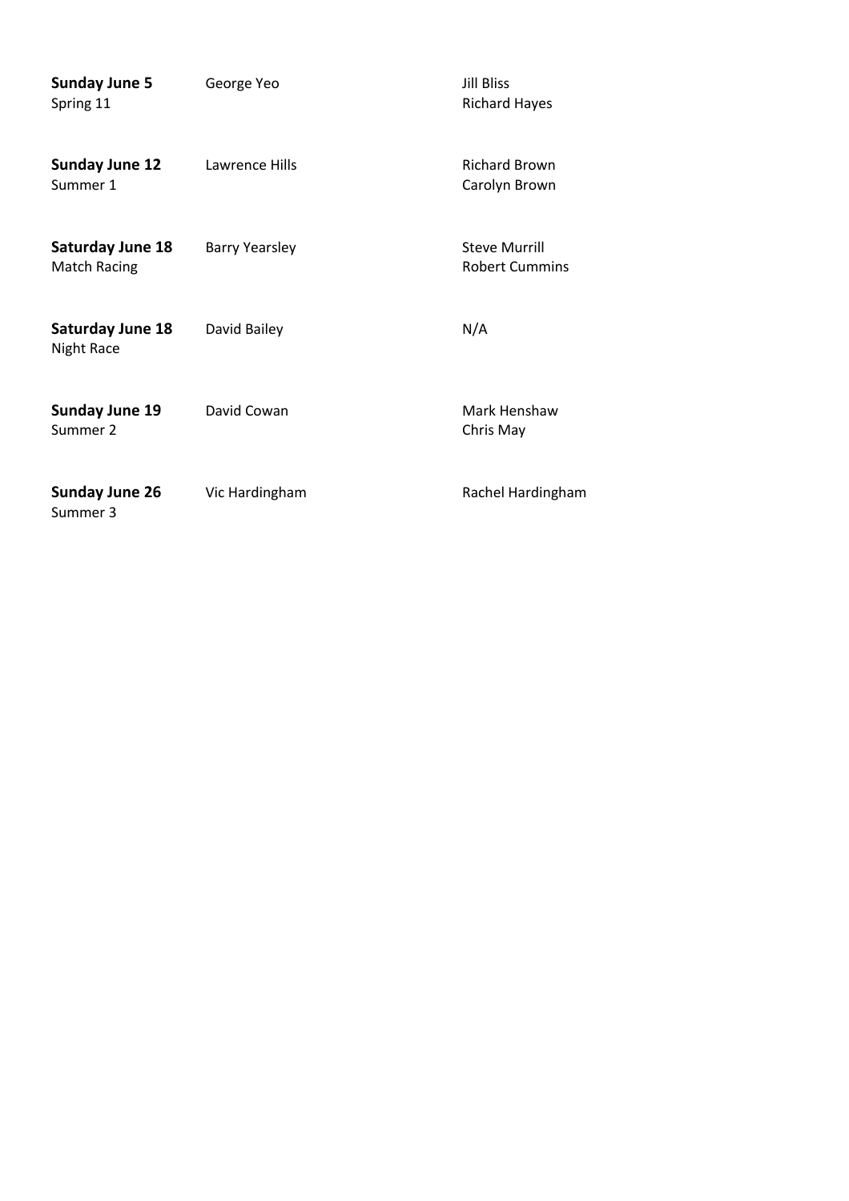| | | |
|---|---|---|
| **Sunday June 5**<br>Spring 11 | George Yeo | Jill Bliss<br>Richard Hayes |
| **Sunday June 12**<br>Summer 1 | Lawrence Hills | Richard Brown<br>Carolyn Brown |
| **Saturday June 18**<br>Match Racing | Barry Yearsley | Steve Murrill<br>Robert Cummins |
| **Saturday June 18**<br>Night Race | David Bailey | N/A |
| **Sunday June 19**<br>Summer 2 | David Cowan | Mark Henshaw<br>Chris May |
| **Sunday June 26**<br>Summer 3 | Vic Hardingham | Rachel Hardingham |